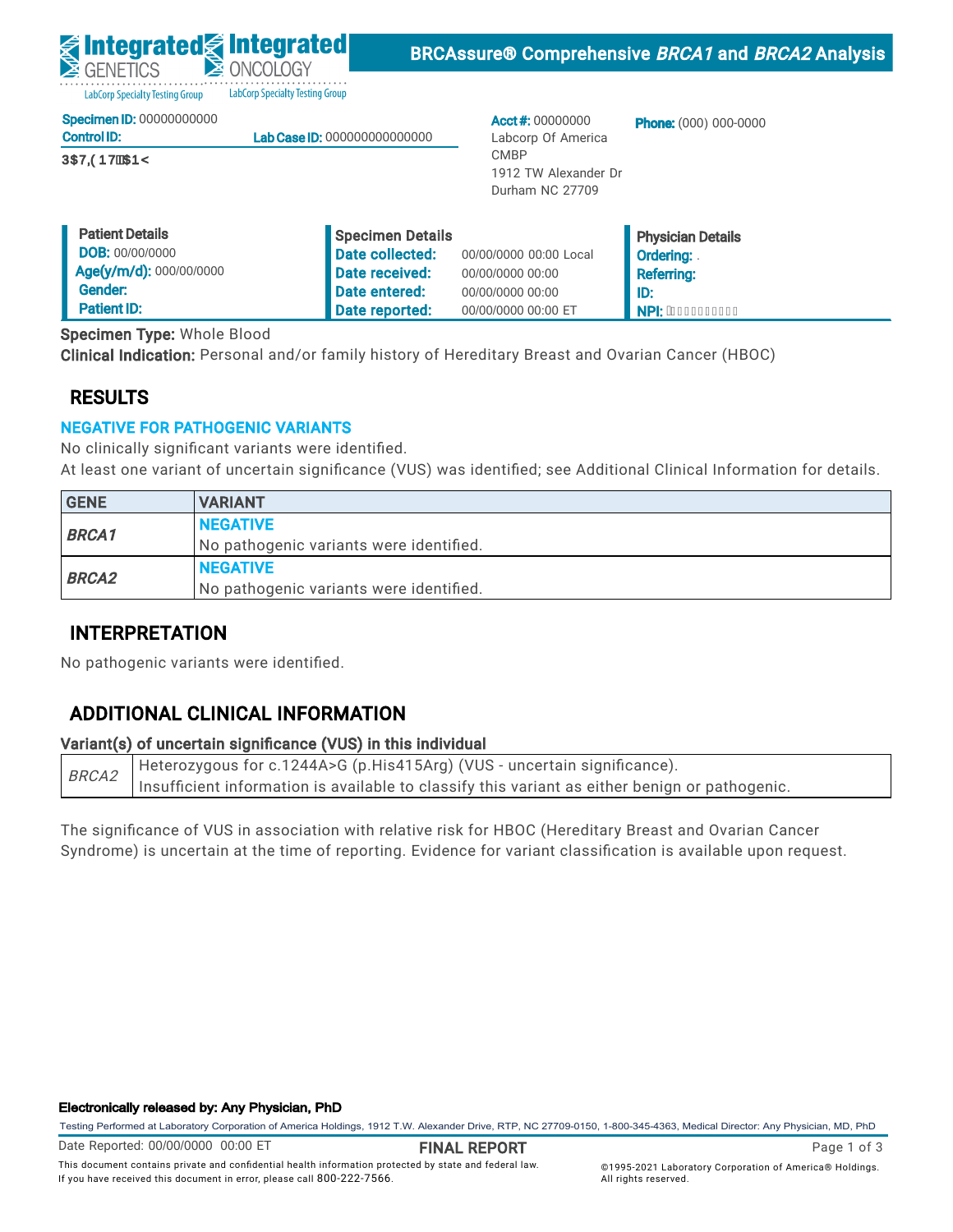Integrated GENETICS LabCorp Specialty Testing Group | Integrated ONCOLOGY LabCorp Specialty Testing Group

**BRCAssure® Comprehensive *BRCA1* and *BRCA2* Analysis**

**Specimen ID:** 00000000000
**Control ID:**
**Lab Case ID:** 000000000000000
3$7,(17$1<

**Acct #:** 00000000
Labcorp Of America
CMBP
1912 TW Alexander Dr
Durham NC 27709

**Phone:** (000) 000-0000

| Patient Details | Specimen Details | | Physician Details |
|---|---|---|---|
| **DOB:** 00/00/0000 | **Date collected:** | 00/00/0000 00:00 Local | **Ordering:** . |
| **Age(y/m/d):** 000/00/0000 | **Date received:** | 00/00/0000 00:00 | **Referring:** |
| **Gender:** | **Date entered:** | 00/00/0000 00:00 | **ID:** |
| **Patient ID:** | **Date reported:** | 00/00/0000 00:00 ET | **NPI:** |

**Specimen Type:** Whole Blood
**Clinical Indication:** Personal and/or family history of Hereditary Breast and Ovarian Cancer (HBOC)

## RESULTS

**NEGATIVE FOR PATHOGENIC VARIANTS**

No clinically significant variants were identified.
At least one variant of uncertain significance (VUS) was identified; see Additional Clinical Information for details.

| GENE | VARIANT |
|---|---|
| ***BRCA1*** | **NEGATIVE**<br>No pathogenic variants were identified. |
| ***BRCA2*** | **NEGATIVE**<br>No pathogenic variants were identified. |

## INTERPRETATION

No pathogenic variants were identified.

## ADDITIONAL CLINICAL INFORMATION

**Variant(s) of uncertain significance (VUS) in this individual**

| | |
|---|---|
| *BRCA2* | Heterozygous for c.1244A>G (p.His415Arg) (VUS - uncertain significance).<br>Insufficient information is available to classify this variant as either benign or pathogenic. |

The significance of VUS in association with relative risk for HBOC (Hereditary Breast and Ovarian Cancer Syndrome) is uncertain at the time of reporting. Evidence for variant classification is available upon request.

**Electronically released by: Any Physician, PhD**

Testing Performed at Laboratory Corporation of America Holdings, 1912 T.W. Alexander Drive, RTP, NC 27709-0150, 1-800-345-4363, Medical Director: Any Physician, MD, PhD

Date Reported: 00/00/0000 00:00 ET

**FINAL REPORT**

This document contains private and confidential health information protected by state and federal law.
If you have received this document in error, please call 800-222-7566.

©1995-2021 Laboratory Corporation of America® Holdings.
All rights reserved.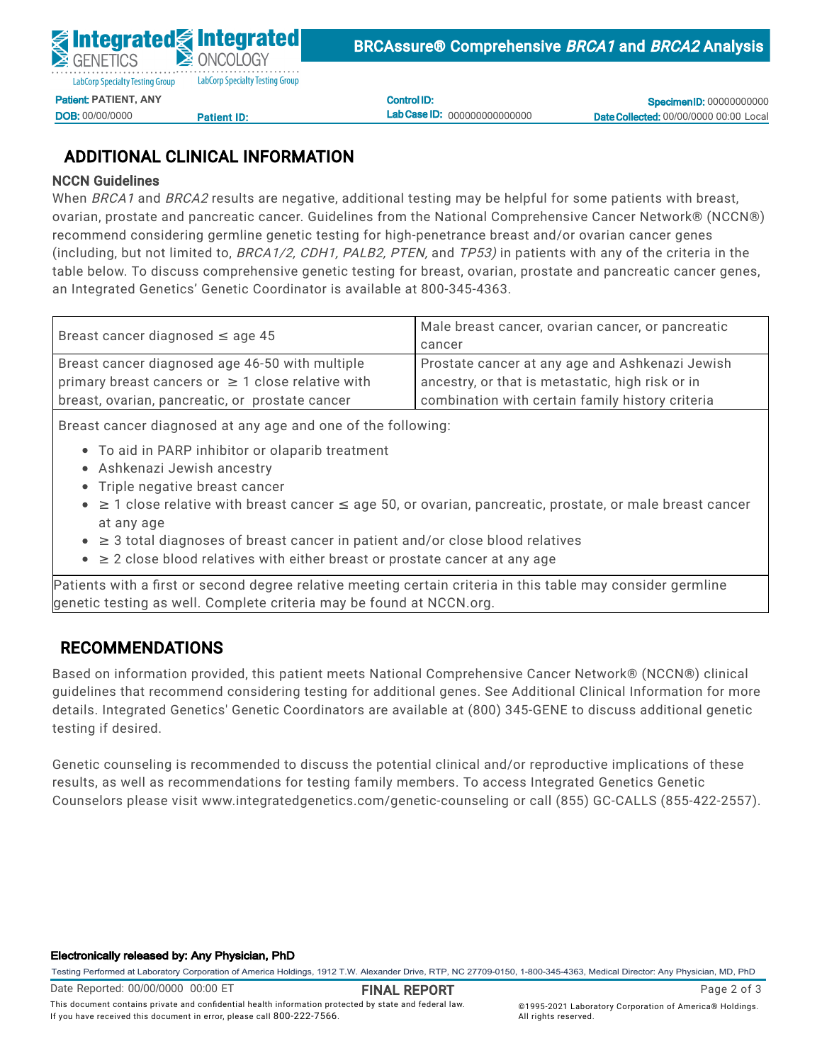**Patient:** PATIENT, ANY
**DOB:** 00/00/0000 **Patient ID:**
**Control ID:**
**Lab Case ID:** 000000000000000
**Specimen ID:** 00000000000
**Date Collected:** 00/00/0000 00:00 Local

## ADDITIONAL CLINICAL INFORMATION

### NCCN Guidelines

When *BRCA1* and *BRCA2* results are negative, additional testing may be helpful for some patients with breast, ovarian, prostate and pancreatic cancer. Guidelines from the National Comprehensive Cancer Network® (NCCN®) recommend considering germline genetic testing for high-penetrance breast and/or ovarian cancer genes (including, but not limited to, *BRCA1/2, CDH1, PALB2, PTEN,* and *TP53)* in patients with any of the criteria in the table below. To discuss comprehensive genetic testing for breast, ovarian, prostate and pancreatic cancer genes, an Integrated Genetics' Genetic Coordinator is available at 800-345-4363.

| | |
|---|---|
| Breast cancer diagnosed ≤ age 45 | Male breast cancer, ovarian cancer, or pancreatic cancer |
| Breast cancer diagnosed age 46-50 with multiple primary breast cancers or ≥ 1 close relative with breast, ovarian, pancreatic, or prostate cancer | Prostate cancer at any age and Ashkenazi Jewish ancestry, or that is metastatic, high risk or in combination with certain family history criteria |
| Breast cancer diagnosed at any age and one of the following:<br>• To aid in PARP inhibitor or olaparib treatment<br>• Ashkenazi Jewish ancestry<br>• Triple negative breast cancer<br>• ≥ 1 close relative with breast cancer ≤ age 50, or ovarian, pancreatic, prostate, or male breast cancer at any age<br>• ≥ 3 total diagnoses of breast cancer in patient and/or close blood relatives<br>• ≥ 2 close blood relatives with either breast or prostate cancer at any age | |
| Patients with a first or second degree relative meeting certain criteria in this table may consider germline genetic testing as well. Complete criteria may be found at NCCN.org. | |

## RECOMMENDATIONS

Based on information provided, this patient meets National Comprehensive Cancer Network® (NCCN®) clinical guidelines that recommend considering testing for additional genes. See Additional Clinical Information for more details. Integrated Genetics' Genetic Coordinators are available at (800) 345-GENE to discuss additional genetic testing if desired.

Genetic counseling is recommended to discuss the potential clinical and/or reproductive implications of these results, as well as recommendations for testing family members. To access Integrated Genetics Genetic Counselors please visit www.integratedgenetics.com/genetic-counseling or call (855) GC-CALLS (855-422-2557).

**Electronically released by: Any Physician, PhD**

Testing Performed at Laboratory Corporation of America Holdings, 1912 T.W. Alexander Drive, RTP, NC 27709-0150, 1-800-345-4363, Medical Director: Any Physician, MD, PhD

Date Reported: 00/00/0000 00:00 ET

**FINAL REPORT**

This document contains private and confidential health information protected by state and federal law. If you have received this document in error, please call 800-222-7566.

©1995-2021 Laboratory Corporation of America® Holdings. All rights reserved.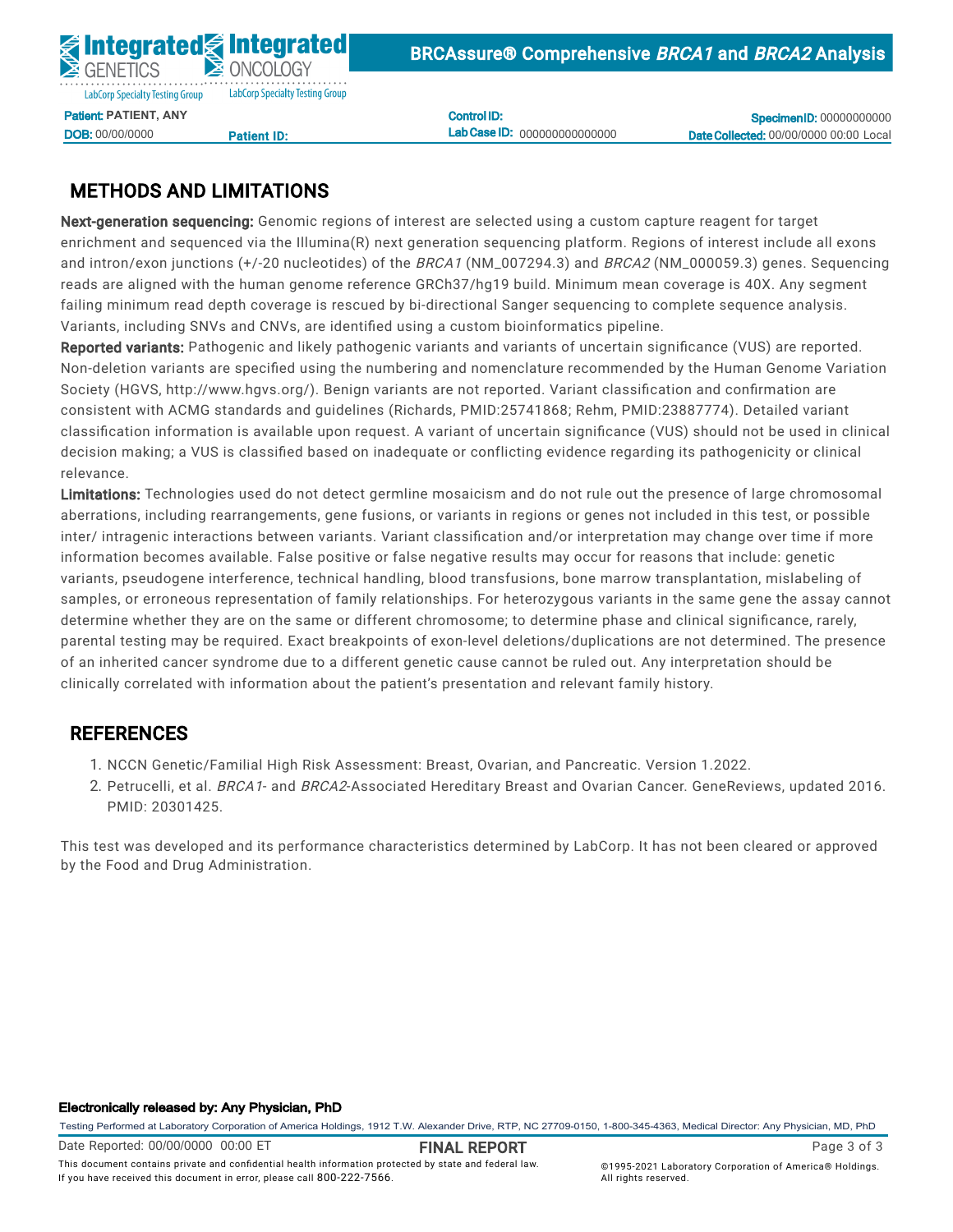## METHODS AND LIMITATIONS

**Next-generation sequencing:** Genomic regions of interest are selected using a custom capture reagent for target enrichment and sequenced via the Illumina(R) next generation sequencing platform. Regions of interest include all exons and intron/exon junctions (+/-20 nucleotides) of the *BRCA1* (NM_007294.3) and *BRCA2* (NM_000059.3) genes. Sequencing reads are aligned with the human genome reference GRCh37/hg19 build. Minimum mean coverage is 40X. Any segment failing minimum read depth coverage is rescued by bi-directional Sanger sequencing to complete sequence analysis. Variants, including SNVs and CNVs, are identified using a custom bioinformatics pipeline.

**Reported variants:** Pathogenic and likely pathogenic variants and variants of uncertain significance (VUS) are reported. Non-deletion variants are specified using the numbering and nomenclature recommended by the Human Genome Variation Society (HGVS, http://www.hgvs.org/). Benign variants are not reported. Variant classification and confirmation are consistent with ACMG standards and guidelines (Richards, PMID:25741868; Rehm, PMID:23887774). Detailed variant classification information is available upon request. A variant of uncertain significance (VUS) should not be used in clinical decision making; a VUS is classified based on inadequate or conflicting evidence regarding its pathogenicity or clinical relevance.

**Limitations:** Technologies used do not detect germline mosaicism and do not rule out the presence of large chromosomal aberrations, including rearrangements, gene fusions, or variants in regions or genes not included in this test, or possible inter/ intragenic interactions between variants. Variant classification and/or interpretation may change over time if more information becomes available. False positive or false negative results may occur for reasons that include: genetic variants, pseudogene interference, technical handling, blood transfusions, bone marrow transplantation, mislabeling of samples, or erroneous representation of family relationships. For heterozygous variants in the same gene the assay cannot determine whether they are on the same or different chromosome; to determine phase and clinical significance, rarely, parental testing may be required. Exact breakpoints of exon-level deletions/duplications are not determined. The presence of an inherited cancer syndrome due to a different genetic cause cannot be ruled out. Any interpretation should be clinically correlated with information about the patient's presentation and relevant family history.

## REFERENCES

1. NCCN Genetic/Familial High Risk Assessment: Breast, Ovarian, and Pancreatic. Version 1.2022.
2. Petrucelli, et al. *BRCA1*- and *BRCA2*-Associated Hereditary Breast and Ovarian Cancer. GeneReviews, updated 2016. PMID: 20301425.

This test was developed and its performance characteristics determined by LabCorp. It has not been cleared or approved by the Food and Drug Administration.

**Electronically released by: Any Physician, PhD**

Testing Performed at Laboratory Corporation of America Holdings, 1912 T.W. Alexander Drive, RTP, NC 27709-0150, 1-800-345-4363, Medical Director: Any Physician, MD, PhD

Date Reported: 00/00/0000 00:00 ET

**FINAL REPORT**

This document contains private and confidential health information protected by state and federal law. If you have received this document in error, please call 800-222-7566.

©1995-2021 Laboratory Corporation of America® Holdings. All rights reserved.